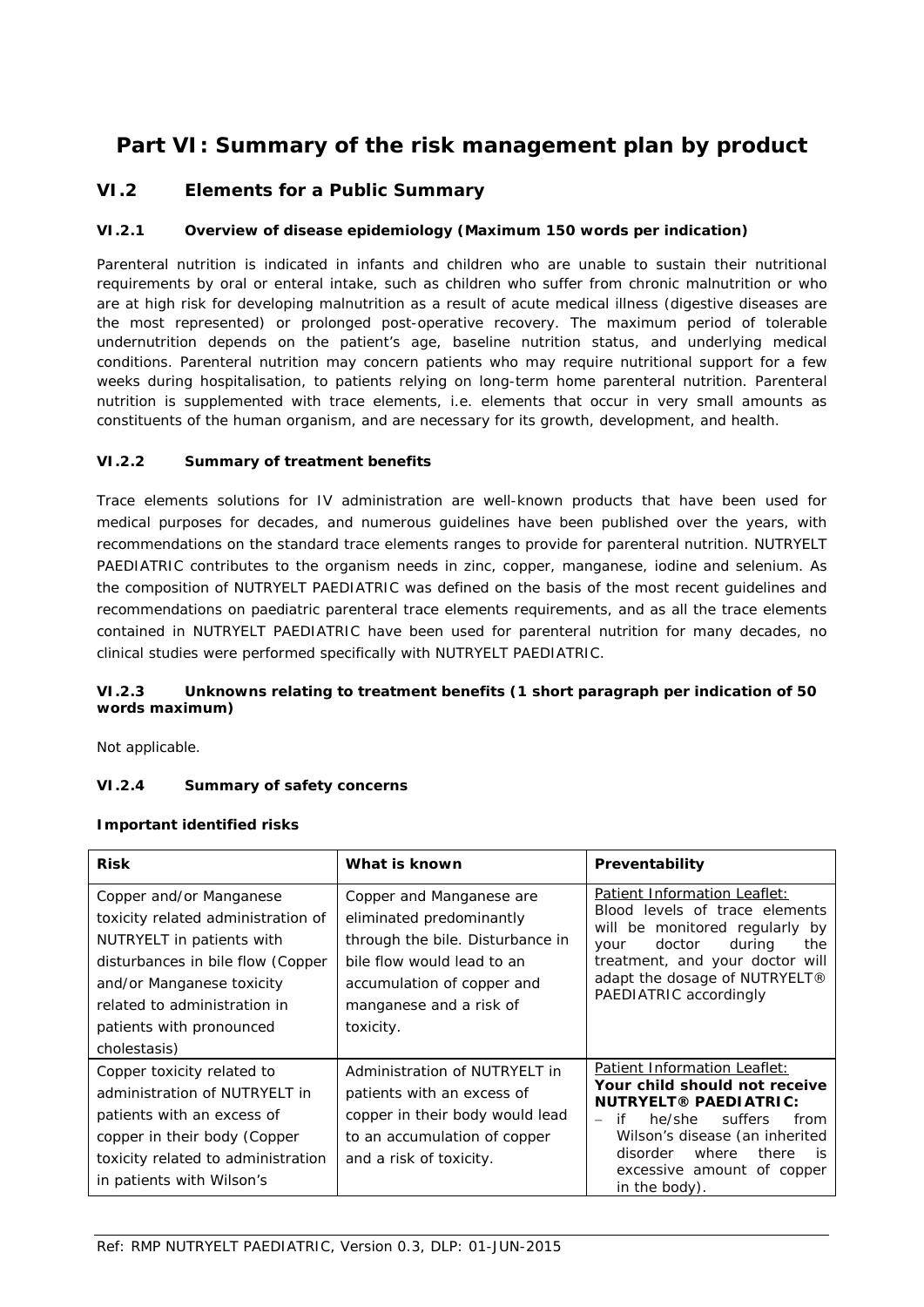# Part VI: Summary of the risk management plan by product

## VI.2 Elements for a Public Summary

### VI.2.1 Overview of disease epidemiology (Maximum 150 words per indication)

Parenteral nutrition is indicated in infants and children who are unable to sustain their nutritional requirements by oral or enteral intake, such as children who suffer from chronic malnutrition or who are at high risk for developing malnutrition as a result of acute medical illness (digestive diseases are the most represented) or prolonged post-operative recovery. The maximum period of tolerable undernutrition depends on the patient's age, baseline nutrition status, and underlying medical conditions. Parenteral nutrition may concern patients who may require nutritional support for a few weeks during hospitalisation, to patients relying on long-term home parenteral nutrition. Parenteral nutrition is supplemented with trace elements, i.e. elements that occur in very small amounts as constituents of the human organism, and are necessary for its growth, development, and health.

### VI.2.2 Summary of treatment benefits

Trace elements solutions for IV administration are well-known products that have been used for medical purposes for decades, and numerous guidelines have been published over the years, with recommendations on the standard trace elements ranges to provide for parenteral nutrition. NUTRYELT PAEDIATRIC contributes to the organism needs in zinc, copper, manganese, iodine and selenium. As the composition of NUTRYELT PAEDIATRIC was defined on the basis of the most recent guidelines and recommendations on paediatric parenteral trace elements requirements, and as all the trace elements contained in NUTRYELT PAEDIATRIC have been used for parenteral nutrition for many decades, no clinical studies were performed specifically with NUTRYELT PAEDIATRIC.

### VI.2.3 Unknowns relating to treatment benefits (1 short paragraph per indication of 50 words maximum)

Not applicable.

### VI.2.4 Summary of safety concerns

**Important identified risks**

| Risk | What is known | Preventability |
|---|---|---|
| Copper and/or Manganese toxicity related administration of NUTRYELT in patients with disturbances in bile flow (Copper and/or Manganese toxicity related to administration in patients with pronounced cholestasis) | Copper and Manganese are eliminated predominantly through the bile. Disturbance in bile flow would lead to an accumulation of copper and manganese and a risk of toxicity. | <u>Patient Information Leaflet:</u> Blood levels of trace elements will be monitored regularly by your doctor during the treatment, and your doctor will adapt the dosage of NUTRYELT® PAEDIATRIC accordingly |
| Copper toxicity related to administration of NUTRYELT in patients with an excess of copper in their body (Copper toxicity related to administration in patients with Wilson's | Administration of NUTRYELT in patients with an excess of copper in their body would lead to an accumulation of copper and a risk of toxicity. | <u>Patient Information Leaflet:</u> **Your child should not receive NUTRYELT® PAEDIATRIC:** – if he/she suffers from Wilson's disease (an inherited disorder where there is excessive amount of copper in the body). |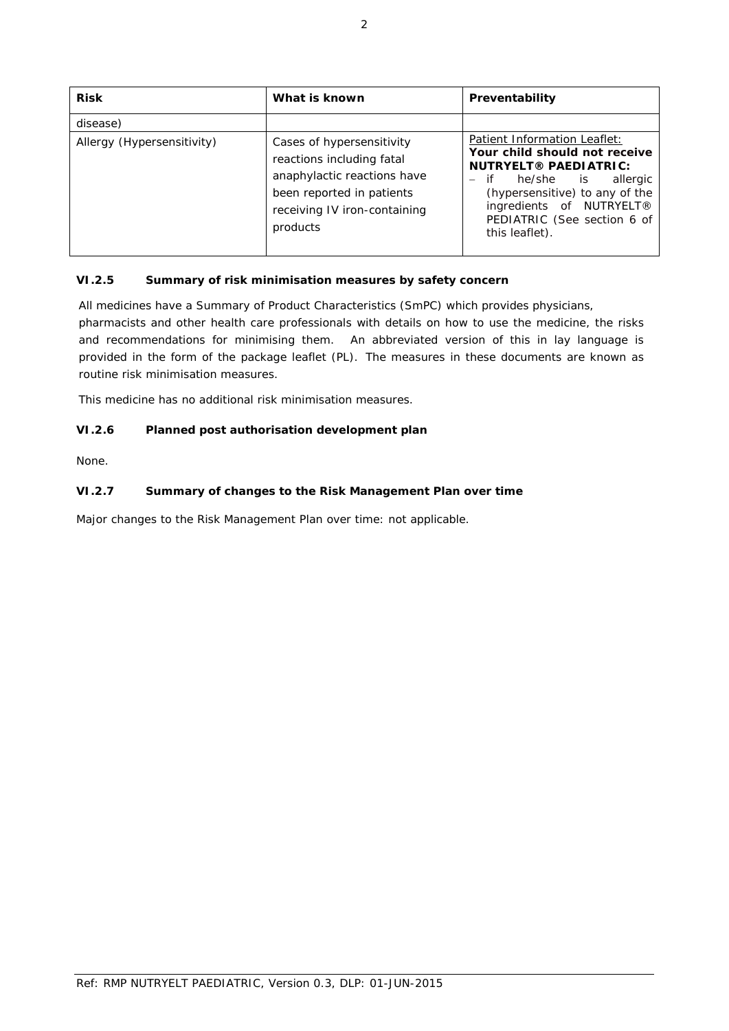| Risk | What is known | Preventability |
| --- | --- | --- |
| disease) | | |
| Allergy (Hypersensitivity) | Cases of hypersensitivity reactions including fatal anaphylactic reactions have been reported in patients receiving IV iron-containing products | Patient Information Leaflet: **Your child should not receive NUTRYELT® PAEDIATRIC:** – if he/she is allergic (hypersensitive) to any of the ingredients of NUTRYELT® PEDIATRIC (See section 6 of this leaflet). |

### VI.2.5 Summary of risk minimisation measures by safety concern

All medicines have a Summary of Product Characteristics (SmPC) which provides physicians, pharmacists and other health care professionals with details on how to use the medicine, the risks and recommendations for minimising them. An abbreviated version of this in lay language is provided in the form of the package leaflet (PL). The measures in these documents are known as routine risk minimisation measures.

This medicine has no additional risk minimisation measures.

### VI.2.6 Planned post authorisation development plan

None.

### VI.2.7 Summary of changes to the Risk Management Plan over time

Major changes to the Risk Management Plan over time: not applicable.